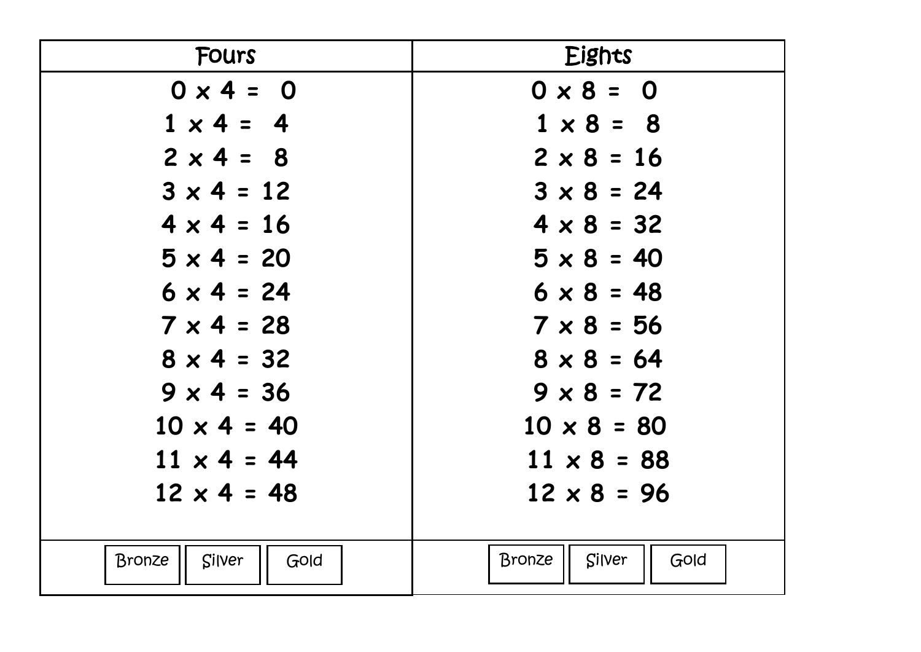| Fours | Eights |
| --- | --- |
| 0 x 4 = 0 | 0 x 8 = 0 |
| 1 x 4 = 4 | 1 x 8 = 8 |
| 2 x 4 = 8 | 2 x 8 = 16 |
| 3 x 4 = 12 | 3 x 8 = 24 |
| 4 x 4 = 16 | 4 x 8 = 32 |
| 5 x 4 = 20 | 5 x 8 = 40 |
| 6 x 4 = 24 | 6 x 8 = 48 |
| 7 x 4 = 28 | 7 x 8 = 56 |
| 8 x 4 = 32 | 8 x 8 = 64 |
| 9 x 4 = 36 | 9 x 8 = 72 |
| 10 x 4 = 40 | 10 x 8 = 80 |
| 11 x 4 = 44 | 11 x 8 = 88 |
| 12 x 4 = 48 | 12 x 8 = 96 |
| Bronze / Silver / Gold | Bronze / Silver / Gold |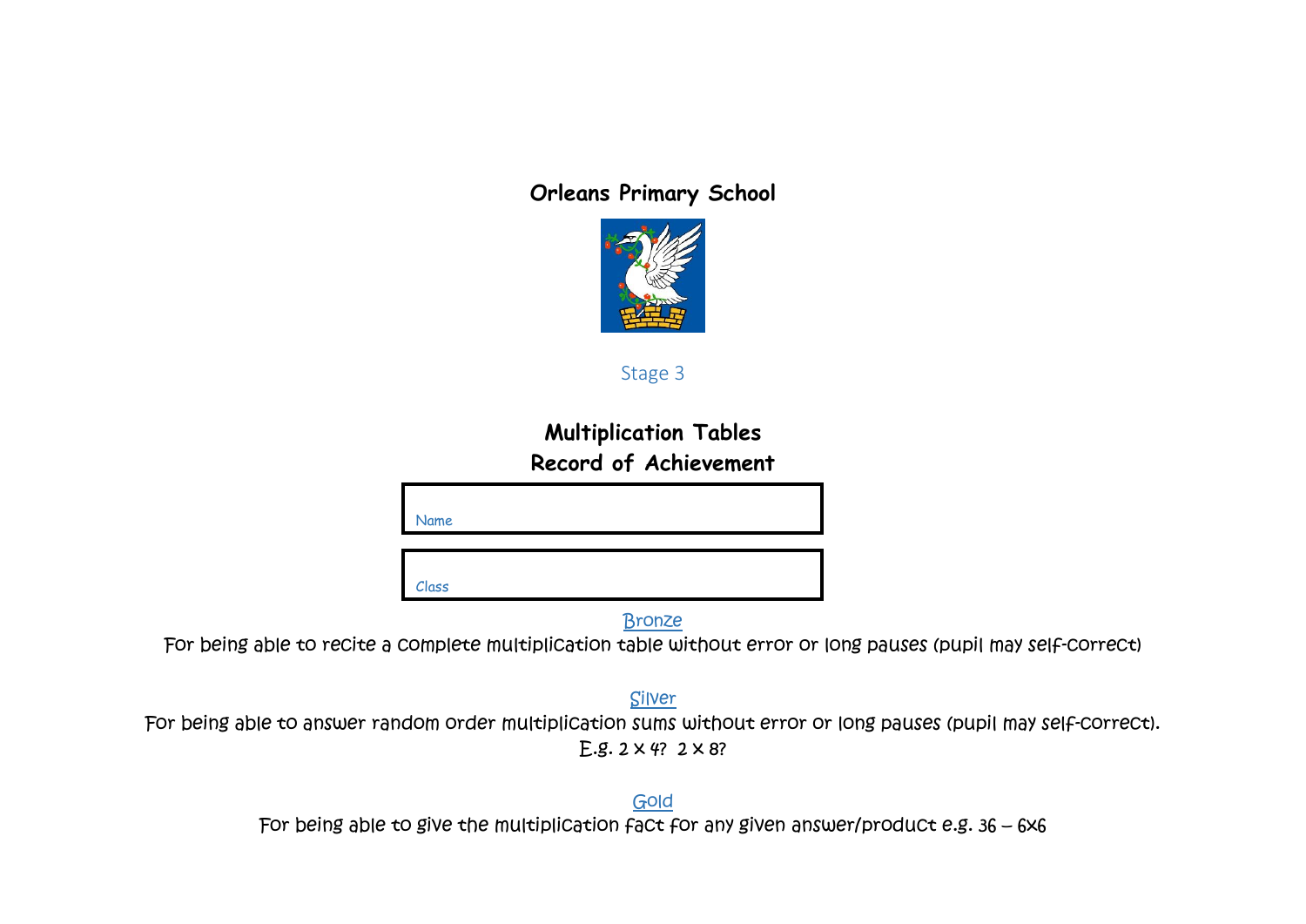## Orleans Primary School

Stage 3

## Multiplication Tables
## Record of Achievement

| |
|---|
| Name |
| Class |

Bronze

For being able to recite a complete multiplication table without error or long pauses (pupil may self-correct)

Silver

For being able to answer random order multiplication sums without error or long pauses (pupil may self-correct). E.g. 2 x 4? 2 x 8?

Gold

For being able to give the multiplication fact for any given answer/product e.g. 36 – 6x6